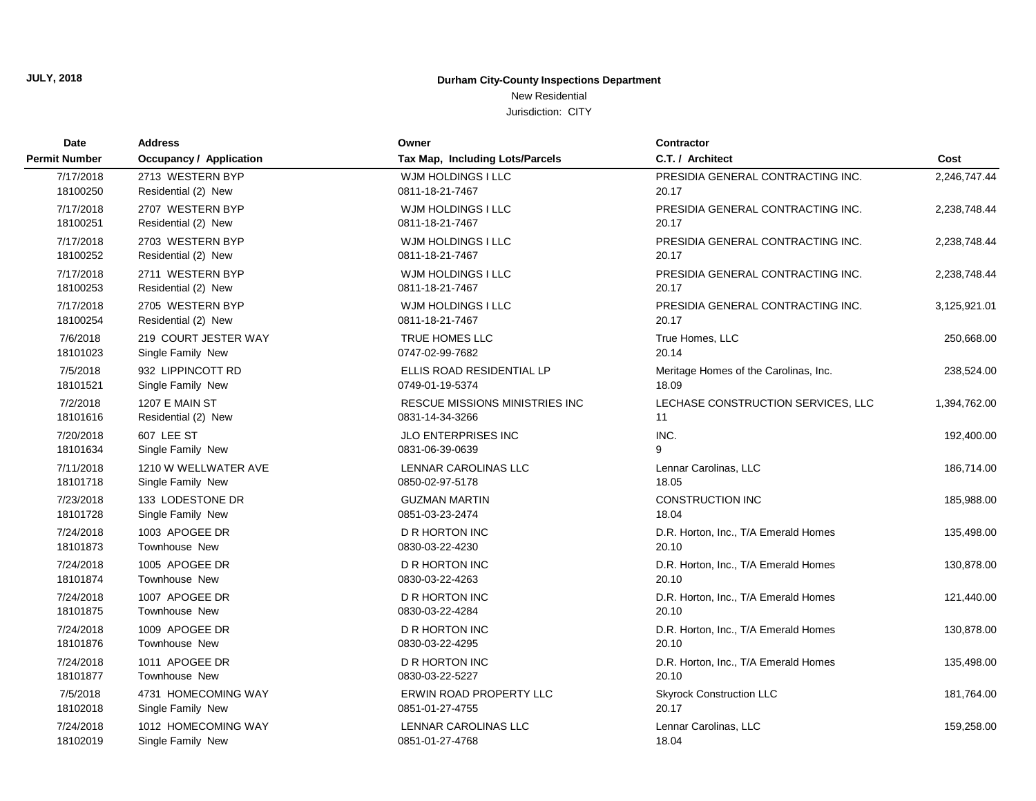JULY, 2018

**Durham City-County Inspections Department**

New Residential

Jurisdiction: CITY

| Date<br>Permit Number | Address<br>Occupancy / Application | Owner<br>Tax Map, Including Lots/Parcels | Contractor<br>C.T. / Architect | Cost |
|---|---|---|---|---|
| 7/17/2018<br>18100250 | 2713 WESTERN BYP<br>Residential (2) New | WJM HOLDINGS I LLC<br>0811-18-21-7467 | PRESIDIA GENERAL CONTRACTING INC.<br>20.17 | 2,246,747.44 |
| 7/17/2018<br>18100251 | 2707 WESTERN BYP<br>Residential (2) New | WJM HOLDINGS I LLC<br>0811-18-21-7467 | PRESIDIA GENERAL CONTRACTING INC.<br>20.17 | 2,238,748.44 |
| 7/17/2018<br>18100252 | 2703 WESTERN BYP<br>Residential (2) New | WJM HOLDINGS I LLC<br>0811-18-21-7467 | PRESIDIA GENERAL CONTRACTING INC.<br>20.17 | 2,238,748.44 |
| 7/17/2018<br>18100253 | 2711 WESTERN BYP<br>Residential (2) New | WJM HOLDINGS I LLC<br>0811-18-21-7467 | PRESIDIA GENERAL CONTRACTING INC.<br>20.17 | 2,238,748.44 |
| 7/17/2018<br>18100254 | 2705 WESTERN BYP<br>Residential (2) New | WJM HOLDINGS I LLC<br>0811-18-21-7467 | PRESIDIA GENERAL CONTRACTING INC.<br>20.17 | 3,125,921.01 |
| 7/6/2018<br>18101023 | 219 COURT JESTER WAY<br>Single Family New | TRUE HOMES LLC<br>0747-02-99-7682 | True Homes, LLC<br>20.14 | 250,668.00 |
| 7/5/2018<br>18101521 | 932 LIPPINCOTT RD<br>Single Family New | ELLIS ROAD RESIDENTIAL LP<br>0749-01-19-5374 | Meritage Homes of the Carolinas, Inc.<br>18.09 | 238,524.00 |
| 7/2/2018<br>18101616 | 1207 E MAIN ST<br>Residential (2) New | RESCUE MISSIONS MINISTRIES INC<br>0831-14-34-3266 | LECHASE CONSTRUCTION SERVICES, LLC<br>11 | 1,394,762.00 |
| 7/20/2018<br>18101634 | 607 LEE ST<br>Single Family New | JLO ENTERPRISES INC<br>0831-06-39-0639 | INC.<br>9 | 192,400.00 |
| 7/11/2018<br>18101718 | 1210 W WELLWATER AVE<br>Single Family New | LENNAR CAROLINAS LLC<br>0850-02-97-5178 | Lennar Carolinas, LLC<br>18.05 | 186,714.00 |
| 7/23/2018<br>18101728 | 133 LODESTONE DR<br>Single Family New | GUZMAN MARTIN<br>0851-03-23-2474 | CONSTRUCTION INC<br>18.04 | 185,988.00 |
| 7/24/2018<br>18101873 | 1003 APOGEE DR<br>Townhouse New | D R HORTON INC<br>0830-03-22-4230 | D.R. Horton, Inc., T/A Emerald Homes<br>20.10 | 135,498.00 |
| 7/24/2018<br>18101874 | 1005 APOGEE DR<br>Townhouse New | D R HORTON INC<br>0830-03-22-4263 | D.R. Horton, Inc., T/A Emerald Homes<br>20.10 | 130,878.00 |
| 7/24/2018<br>18101875 | 1007 APOGEE DR<br>Townhouse New | D R HORTON INC<br>0830-03-22-4284 | D.R. Horton, Inc., T/A Emerald Homes<br>20.10 | 121,440.00 |
| 7/24/2018<br>18101876 | 1009 APOGEE DR<br>Townhouse New | D R HORTON INC<br>0830-03-22-4295 | D.R. Horton, Inc., T/A Emerald Homes<br>20.10 | 130,878.00 |
| 7/24/2018<br>18101877 | 1011 APOGEE DR<br>Townhouse New | D R HORTON INC<br>0830-03-22-5227 | D.R. Horton, Inc., T/A Emerald Homes<br>20.10 | 135,498.00 |
| 7/5/2018<br>18102018 | 4731 HOMECOMING WAY<br>Single Family New | ERWIN ROAD PROPERTY LLC<br>0851-01-27-4755 | Skyrock Construction LLC<br>20.17 | 181,764.00 |
| 7/24/2018<br>18102019 | 1012 HOMECOMING WAY<br>Single Family New | LENNAR CAROLINAS LLC<br>0851-01-27-4768 | Lennar Carolinas, LLC<br>18.04 | 159,258.00 |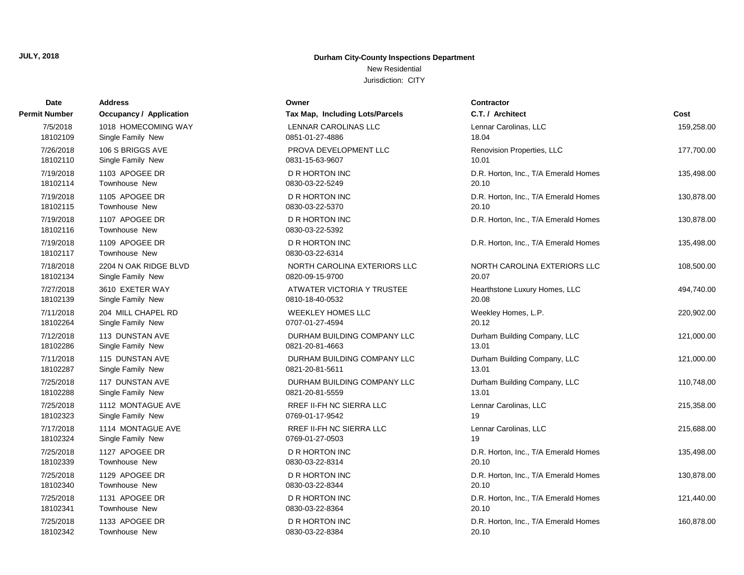**JULY, 2018**

**Durham City-County Inspections Department**

New Residential

Jurisdiction: CITY

| Date<br>Permit Number | Address<br>Occupancy / Application | Owner<br>Tax Map, Including Lots/Parcels | Contractor<br>C.T. / Architect | Cost |
|---|---|---|---|---|
| 7/5/2018<br>18102109 | 1018 HOMECOMING WAY<br>Single Family New | LENNAR CAROLINAS LLC<br>0851-01-27-4886 | Lennar Carolinas, LLC<br>18.04 | 159,258.00 |
| 7/26/2018<br>18102110 | 106 S BRIGGS AVE<br>Single Family New | PROVA DEVELOPMENT LLC<br>0831-15-63-9607 | Renovision Properties, LLC<br>10.01 | 177,700.00 |
| 7/19/2018<br>18102114 | 1103 APOGEE DR<br>Townhouse New | D R HORTON INC<br>0830-03-22-5249 | D.R. Horton, Inc., T/A Emerald Homes<br>20.10 | 135,498.00 |
| 7/19/2018<br>18102115 | 1105 APOGEE DR<br>Townhouse New | D R HORTON INC<br>0830-03-22-5370 | D.R. Horton, Inc., T/A Emerald Homes<br>20.10 | 130,878.00 |
| 7/19/2018<br>18102116 | 1107 APOGEE DR<br>Townhouse New | D R HORTON INC<br>0830-03-22-5392 | D.R. Horton, Inc., T/A Emerald Homes | 130,878.00 |
| 7/19/2018<br>18102117 | 1109 APOGEE DR<br>Townhouse New | D R HORTON INC<br>0830-03-22-6314 | D.R. Horton, Inc., T/A Emerald Homes | 135,498.00 |
| 7/18/2018<br>18102134 | 2204 N OAK RIDGE BLVD<br>Single Family New | NORTH CAROLINA EXTERIORS LLC<br>0820-09-15-9700 | NORTH CAROLINA EXTERIORS LLC<br>20.07 | 108,500.00 |
| 7/27/2018<br>18102139 | 3610 EXETER WAY<br>Single Family New | ATWATER VICTORIA Y TRUSTEE<br>0810-18-40-0532 | Hearthstone Luxury Homes, LLC<br>20.08 | 494,740.00 |
| 7/11/2018<br>18102264 | 204 MILL CHAPEL RD<br>Single Family New | WEEKLEY HOMES LLC<br>0707-01-27-4594 | Weekley Homes, L.P.<br>20.12 | 220,902.00 |
| 7/12/2018<br>18102286 | 113 DUNSTAN AVE<br>Single Family New | DURHAM BUILDING COMPANY LLC<br>0821-20-81-4663 | Durham Building Company, LLC<br>13.01 | 121,000.00 |
| 7/11/2018<br>18102287 | 115 DUNSTAN AVE<br>Single Family New | DURHAM BUILDING COMPANY LLC<br>0821-20-81-5611 | Durham Building Company, LLC<br>13.01 | 121,000.00 |
| 7/25/2018<br>18102288 | 117 DUNSTAN AVE<br>Single Family New | DURHAM BUILDING COMPANY LLC<br>0821-20-81-5559 | Durham Building Company, LLC<br>13.01 | 110,748.00 |
| 7/25/2018<br>18102323 | 1112 MONTAGUE AVE<br>Single Family New | RREF II-FH NC SIERRA LLC<br>0769-01-17-9542 | Lennar Carolinas, LLC<br>19 | 215,358.00 |
| 7/17/2018<br>18102324 | 1114 MONTAGUE AVE<br>Single Family New | RREF II-FH NC SIERRA LLC<br>0769-01-27-0503 | Lennar Carolinas, LLC<br>19 | 215,688.00 |
| 7/25/2018<br>18102339 | 1127 APOGEE DR<br>Townhouse New | D R HORTON INC<br>0830-03-22-8314 | D.R. Horton, Inc., T/A Emerald Homes<br>20.10 | 135,498.00 |
| 7/25/2018<br>18102340 | 1129 APOGEE DR<br>Townhouse New | D R HORTON INC<br>0830-03-22-8344 | D.R. Horton, Inc., T/A Emerald Homes<br>20.10 | 130,878.00 |
| 7/25/2018<br>18102341 | 1131 APOGEE DR<br>Townhouse New | D R HORTON INC<br>0830-03-22-8364 | D.R. Horton, Inc., T/A Emerald Homes<br>20.10 | 121,440.00 |
| 7/25/2018<br>18102342 | 1133 APOGEE DR<br>Townhouse New | D R HORTON INC<br>0830-03-22-8384 | D.R. Horton, Inc., T/A Emerald Homes<br>20.10 | 160,878.00 |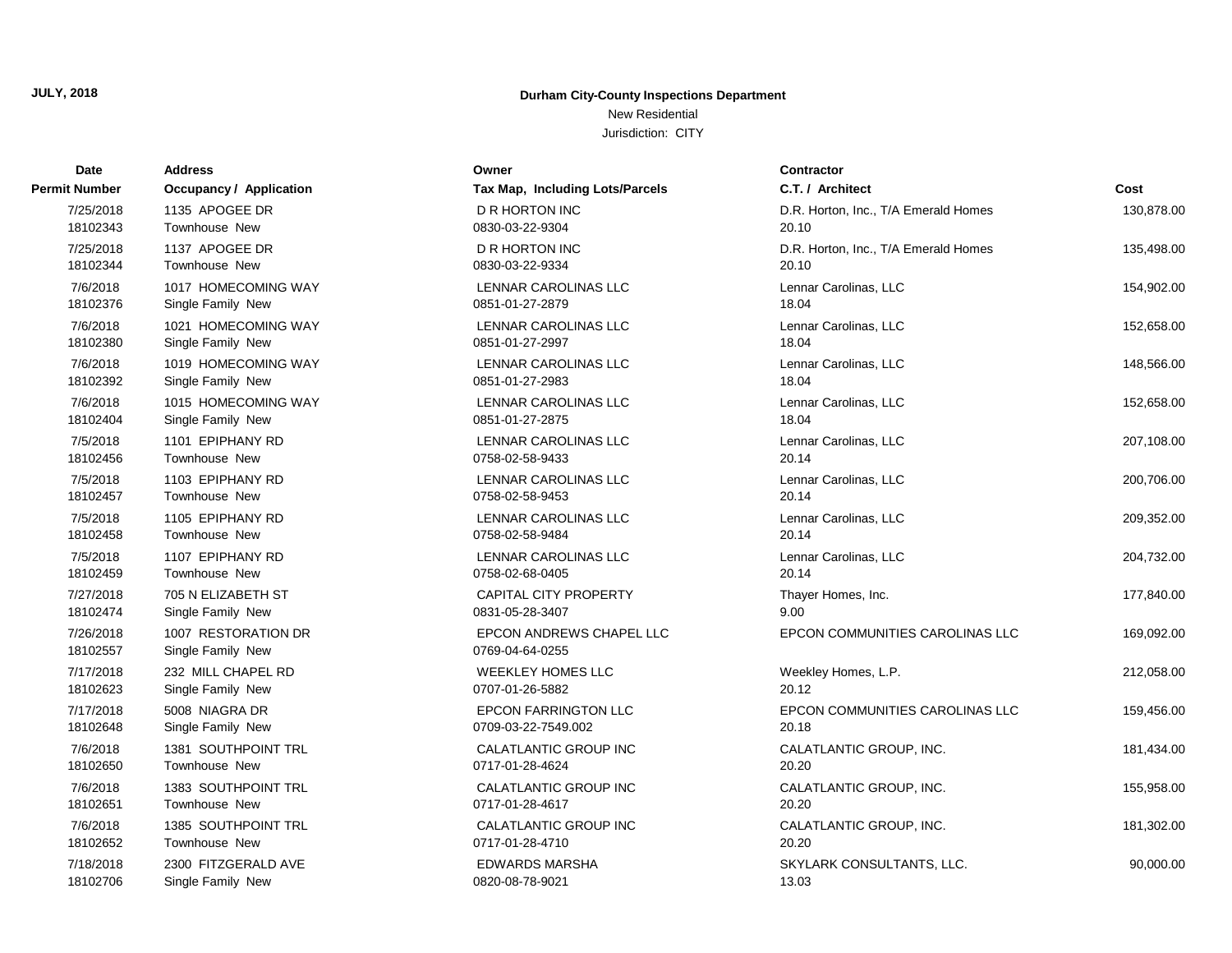**JULY, 2018**

**Durham City-County Inspections Department**

New Residential

Jurisdiction: CITY

| Date / Permit Number | Address / Occupancy / Application | Owner / Tax Map, Including Lots/Parcels | Contractor / C.T. / Architect | Cost |
|---|---|---|---|---|
| 7/25/2018<br>18102343 | 1135 APOGEE DR<br>Townhouse New | D R HORTON INC<br>0830-03-22-9304 | D.R. Horton, Inc., T/A Emerald Homes<br>20.10 | 130,878.00 |
| 7/25/2018<br>18102344 | 1137 APOGEE DR<br>Townhouse New | D R HORTON INC<br>0830-03-22-9334 | D.R. Horton, Inc., T/A Emerald Homes<br>20.10 | 135,498.00 |
| 7/6/2018<br>18102376 | 1017 HOMECOMING WAY<br>Single Family New | LENNAR CAROLINAS LLC<br>0851-01-27-2879 | Lennar Carolinas, LLC<br>18.04 | 154,902.00 |
| 7/6/2018<br>18102380 | 1021 HOMECOMING WAY<br>Single Family New | LENNAR CAROLINAS LLC<br>0851-01-27-2997 | Lennar Carolinas, LLC<br>18.04 | 152,658.00 |
| 7/6/2018<br>18102392 | 1019 HOMECOMING WAY<br>Single Family New | LENNAR CAROLINAS LLC<br>0851-01-27-2983 | Lennar Carolinas, LLC<br>18.04 | 148,566.00 |
| 7/6/2018<br>18102404 | 1015 HOMECOMING WAY<br>Single Family New | LENNAR CAROLINAS LLC<br>0851-01-27-2875 | Lennar Carolinas, LLC<br>18.04 | 152,658.00 |
| 7/5/2018<br>18102456 | 1101 EPIPHANY RD<br>Townhouse New | LENNAR CAROLINAS LLC<br>0758-02-58-9433 | Lennar Carolinas, LLC<br>20.14 | 207,108.00 |
| 7/5/2018<br>18102457 | 1103 EPIPHANY RD<br>Townhouse New | LENNAR CAROLINAS LLC<br>0758-02-58-9453 | Lennar Carolinas, LLC<br>20.14 | 200,706.00 |
| 7/5/2018<br>18102458 | 1105 EPIPHANY RD<br>Townhouse New | LENNAR CAROLINAS LLC<br>0758-02-58-9484 | Lennar Carolinas, LLC<br>20.14 | 209,352.00 |
| 7/5/2018<br>18102459 | 1107 EPIPHANY RD<br>Townhouse New | LENNAR CAROLINAS LLC<br>0758-02-68-0405 | Lennar Carolinas, LLC<br>20.14 | 204,732.00 |
| 7/27/2018<br>18102474 | 705 N ELIZABETH ST<br>Single Family New | CAPITAL CITY PROPERTY<br>0831-05-28-3407 | Thayer Homes, Inc.<br>9.00 | 177,840.00 |
| 7/26/2018<br>18102557 | 1007 RESTORATION DR<br>Single Family New | EPCON ANDREWS CHAPEL LLC<br>0769-04-64-0255 | EPCON COMMUNITIES CAROLINAS LLC | 169,092.00 |
| 7/17/2018<br>18102623 | 232 MILL CHAPEL RD<br>Single Family New | WEEKLEY HOMES LLC<br>0707-01-26-5882 | Weekley Homes, L.P.<br>20.12 | 212,058.00 |
| 7/17/2018<br>18102648 | 5008 NIAGRA DR<br>Single Family New | EPCON FARRINGTON LLC<br>0709-03-22-7549.002 | EPCON COMMUNITIES CAROLINAS LLC<br>20.18 | 159,456.00 |
| 7/6/2018<br>18102650 | 1381 SOUTHPOINT TRL<br>Townhouse New | CALATLANTIC GROUP INC<br>0717-01-28-4624 | CALATLANTIC GROUP, INC.<br>20.20 | 181,434.00 |
| 7/6/2018<br>18102651 | 1383 SOUTHPOINT TRL<br>Townhouse New | CALATLANTIC GROUP INC<br>0717-01-28-4617 | CALATLANTIC GROUP, INC.<br>20.20 | 155,958.00 |
| 7/6/2018<br>18102652 | 1385 SOUTHPOINT TRL<br>Townhouse New | CALATLANTIC GROUP INC<br>0717-01-28-4710 | CALATLANTIC GROUP, INC.<br>20.20 | 181,302.00 |
| 7/18/2018<br>18102706 | 2300 FITZGERALD AVE<br>Single Family New | EDWARDS MARSHA<br>0820-08-78-9021 | SKYLARK CONSULTANTS, LLC.<br>13.03 | 90,000.00 |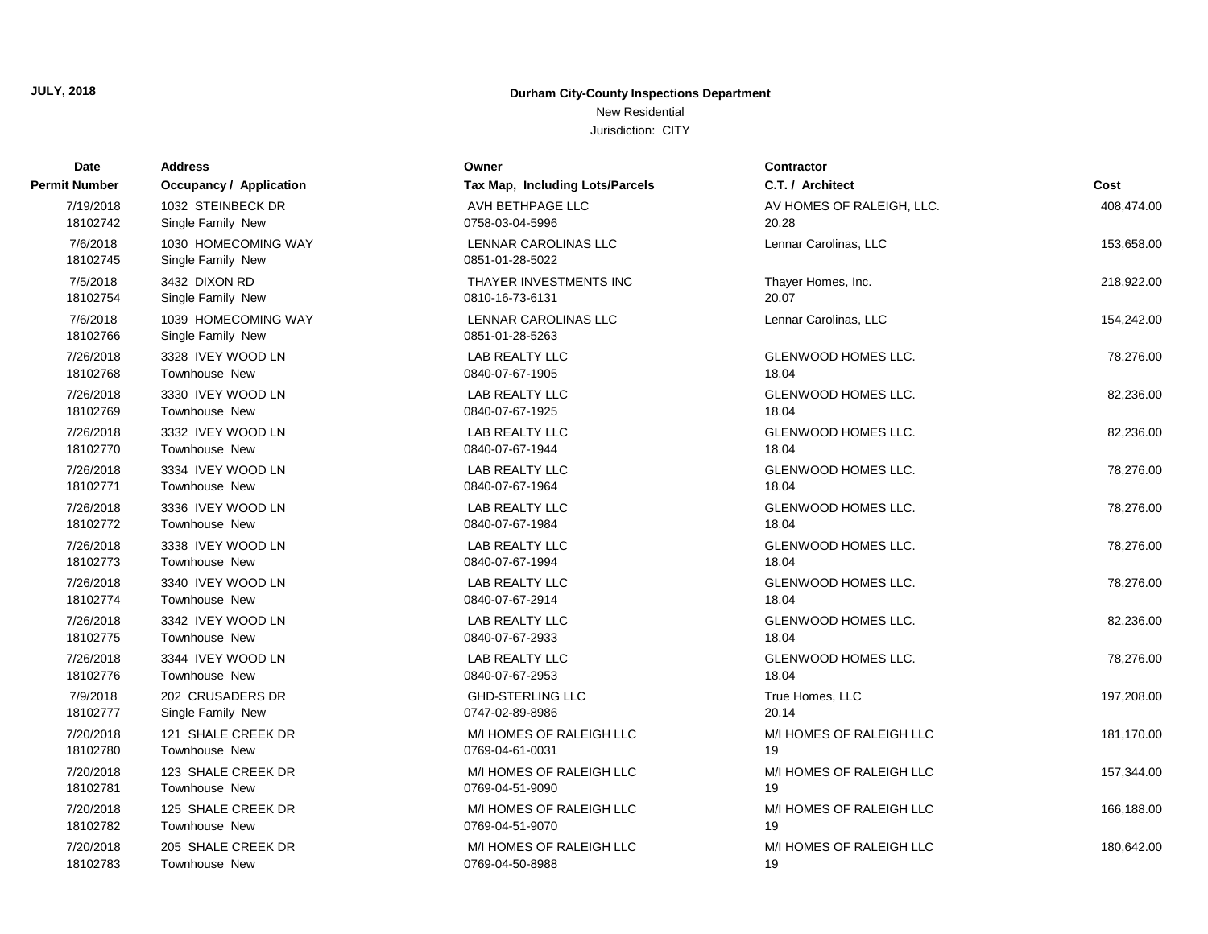JULY, 2018

**Durham City-County Inspections Department**

New Residential

Jurisdiction: CITY

| Date<br>Permit Number | Address<br>Occupancy / Application | Owner<br>Tax Map, Including Lots/Parcels | Contractor<br>C.T. / Architect | Cost |
|---|---|---|---|---|
| 7/19/2018<br>18102742 | 1032 STEINBECK DR<br>Single Family New | AVH BETHPAGE LLC<br>0758-03-04-5996 | AV HOMES OF RALEIGH, LLC.<br>20.28 | 408,474.00 |
| 7/6/2018<br>18102745 | 1030 HOMECOMING WAY<br>Single Family New | LENNAR CAROLINAS LLC<br>0851-01-28-5022 | Lennar Carolinas, LLC | 153,658.00 |
| 7/5/2018<br>18102754 | 3432 DIXON RD<br>Single Family New | THAYER INVESTMENTS INC<br>0810-16-73-6131 | Thayer Homes, Inc.<br>20.07 | 218,922.00 |
| 7/6/2018<br>18102766 | 1039 HOMECOMING WAY<br>Single Family New | LENNAR CAROLINAS LLC<br>0851-01-28-5263 | Lennar Carolinas, LLC | 154,242.00 |
| 7/26/2018<br>18102768 | 3328 IVEY WOOD LN<br>Townhouse New | LAB REALTY LLC<br>0840-07-67-1905 | GLENWOOD HOMES LLC.<br>18.04 | 78,276.00 |
| 7/26/2018<br>18102769 | 3330 IVEY WOOD LN<br>Townhouse New | LAB REALTY LLC<br>0840-07-67-1925 | GLENWOOD HOMES LLC.<br>18.04 | 82,236.00 |
| 7/26/2018<br>18102770 | 3332 IVEY WOOD LN<br>Townhouse New | LAB REALTY LLC<br>0840-07-67-1944 | GLENWOOD HOMES LLC.<br>18.04 | 82,236.00 |
| 7/26/2018<br>18102771 | 3334 IVEY WOOD LN<br>Townhouse New | LAB REALTY LLC<br>0840-07-67-1964 | GLENWOOD HOMES LLC.<br>18.04 | 78,276.00 |
| 7/26/2018<br>18102772 | 3336 IVEY WOOD LN<br>Townhouse New | LAB REALTY LLC<br>0840-07-67-1984 | GLENWOOD HOMES LLC.<br>18.04 | 78,276.00 |
| 7/26/2018<br>18102773 | 3338 IVEY WOOD LN<br>Townhouse New | LAB REALTY LLC<br>0840-07-67-1994 | GLENWOOD HOMES LLC.<br>18.04 | 78,276.00 |
| 7/26/2018<br>18102774 | 3340 IVEY WOOD LN<br>Townhouse New | LAB REALTY LLC<br>0840-07-67-2914 | GLENWOOD HOMES LLC.<br>18.04 | 78,276.00 |
| 7/26/2018<br>18102775 | 3342 IVEY WOOD LN<br>Townhouse New | LAB REALTY LLC<br>0840-07-67-2933 | GLENWOOD HOMES LLC.<br>18.04 | 82,236.00 |
| 7/26/2018<br>18102776 | 3344 IVEY WOOD LN<br>Townhouse New | LAB REALTY LLC<br>0840-07-67-2953 | GLENWOOD HOMES LLC.<br>18.04 | 78,276.00 |
| 7/9/2018<br>18102777 | 202 CRUSADERS DR<br>Single Family New | GHD-STERLING LLC<br>0747-02-89-8986 | True Homes, LLC<br>20.14 | 197,208.00 |
| 7/20/2018<br>18102780 | 121 SHALE CREEK DR<br>Townhouse New | M/I HOMES OF RALEIGH LLC<br>0769-04-61-0031 | M/I HOMES OF RALEIGH LLC<br>19 | 181,170.00 |
| 7/20/2018<br>18102781 | 123 SHALE CREEK DR<br>Townhouse New | M/I HOMES OF RALEIGH LLC<br>0769-04-51-9090 | M/I HOMES OF RALEIGH LLC<br>19 | 157,344.00 |
| 7/20/2018<br>18102782 | 125 SHALE CREEK DR<br>Townhouse New | M/I HOMES OF RALEIGH LLC<br>0769-04-51-9070 | M/I HOMES OF RALEIGH LLC<br>19 | 166,188.00 |
| 7/20/2018<br>18102783 | 205 SHALE CREEK DR<br>Townhouse New | M/I HOMES OF RALEIGH LLC<br>0769-04-50-8988 | M/I HOMES OF RALEIGH LLC<br>19 | 180,642.00 |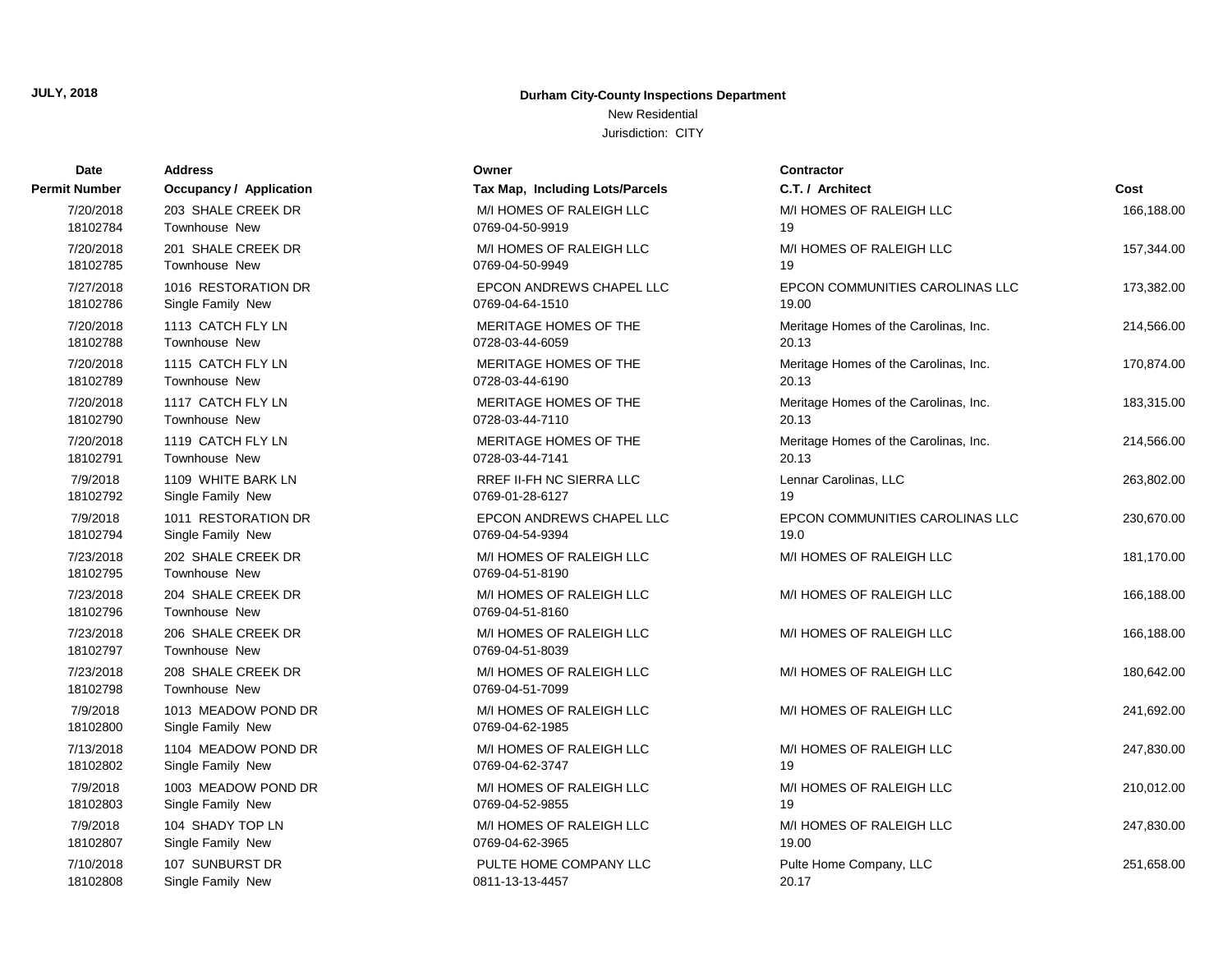**JULY, 2018**

**Durham City-County Inspections Department**

New Residential

Jurisdiction: CITY

| Date<br>Permit Number | Address<br>Occupancy / Application | Owner<br>Tax Map, Including Lots/Parcels | Contractor<br>C.T. / Architect | Cost |
|---|---|---|---|---|
| 7/20/2018<br>18102784 | 203 SHALE CREEK DR<br>Townhouse New | M/I HOMES OF RALEIGH LLC<br>0769-04-50-9919 | M/I HOMES OF RALEIGH LLC<br>19 | 166,188.00 |
| 7/20/2018<br>18102785 | 201 SHALE CREEK DR<br>Townhouse New | M/I HOMES OF RALEIGH LLC<br>0769-04-50-9949 | M/I HOMES OF RALEIGH LLC<br>19 | 157,344.00 |
| 7/27/2018<br>18102786 | 1016 RESTORATION DR<br>Single Family New | EPCON ANDREWS CHAPEL LLC<br>0769-04-64-1510 | EPCON COMMUNITIES CAROLINAS LLC<br>19.00 | 173,382.00 |
| 7/20/2018<br>18102788 | 1113 CATCH FLY LN<br>Townhouse New | MERITAGE HOMES OF THE<br>0728-03-44-6059 | Meritage Homes of the Carolinas, Inc.<br>20.13 | 214,566.00 |
| 7/20/2018<br>18102789 | 1115 CATCH FLY LN<br>Townhouse New | MERITAGE HOMES OF THE<br>0728-03-44-6190 | Meritage Homes of the Carolinas, Inc.<br>20.13 | 170,874.00 |
| 7/20/2018<br>18102790 | 1117 CATCH FLY LN<br>Townhouse New | MERITAGE HOMES OF THE<br>0728-03-44-7110 | Meritage Homes of the Carolinas, Inc.<br>20.13 | 183,315.00 |
| 7/20/2018<br>18102791 | 1119 CATCH FLY LN<br>Townhouse New | MERITAGE HOMES OF THE<br>0728-03-44-7141 | Meritage Homes of the Carolinas, Inc.<br>20.13 | 214,566.00 |
| 7/9/2018<br>18102792 | 1109 WHITE BARK LN<br>Single Family New | RREF II-FH NC SIERRA LLC<br>0769-01-28-6127 | Lennar Carolinas, LLC<br>19 | 263,802.00 |
| 7/9/2018<br>18102794 | 1011 RESTORATION DR<br>Single Family New | EPCON ANDREWS CHAPEL LLC<br>0769-04-54-9394 | EPCON COMMUNITIES CAROLINAS LLC<br>19.0 | 230,670.00 |
| 7/23/2018<br>18102795 | 202 SHALE CREEK DR<br>Townhouse New | M/I HOMES OF RALEIGH LLC<br>0769-04-51-8190 | M/I HOMES OF RALEIGH LLC | 181,170.00 |
| 7/23/2018<br>18102796 | 204 SHALE CREEK DR<br>Townhouse New | M/I HOMES OF RALEIGH LLC<br>0769-04-51-8160 | M/I HOMES OF RALEIGH LLC | 166,188.00 |
| 7/23/2018<br>18102797 | 206 SHALE CREEK DR<br>Townhouse New | M/I HOMES OF RALEIGH LLC<br>0769-04-51-8039 | M/I HOMES OF RALEIGH LLC | 166,188.00 |
| 7/23/2018<br>18102798 | 208 SHALE CREEK DR<br>Townhouse New | M/I HOMES OF RALEIGH LLC<br>0769-04-51-7099 | M/I HOMES OF RALEIGH LLC | 180,642.00 |
| 7/9/2018<br>18102800 | 1013 MEADOW POND DR<br>Single Family New | M/I HOMES OF RALEIGH LLC<br>0769-04-62-1985 | M/I HOMES OF RALEIGH LLC | 241,692.00 |
| 7/13/2018<br>18102802 | 1104 MEADOW POND DR<br>Single Family New | M/I HOMES OF RALEIGH LLC<br>0769-04-62-3747 | M/I HOMES OF RALEIGH LLC<br>19 | 247,830.00 |
| 7/9/2018<br>18102803 | 1003 MEADOW POND DR<br>Single Family New | M/I HOMES OF RALEIGH LLC<br>0769-04-52-9855 | M/I HOMES OF RALEIGH LLC<br>19 | 210,012.00 |
| 7/9/2018<br>18102807 | 104 SHADY TOP LN<br>Single Family New | M/I HOMES OF RALEIGH LLC<br>0769-04-62-3965 | M/I HOMES OF RALEIGH LLC<br>19.00 | 247,830.00 |
| 7/10/2018<br>18102808 | 107 SUNBURST DR<br>Single Family New | PULTE HOME COMPANY LLC<br>0811-13-13-4457 | Pulte Home Company, LLC<br>20.17 | 251,658.00 |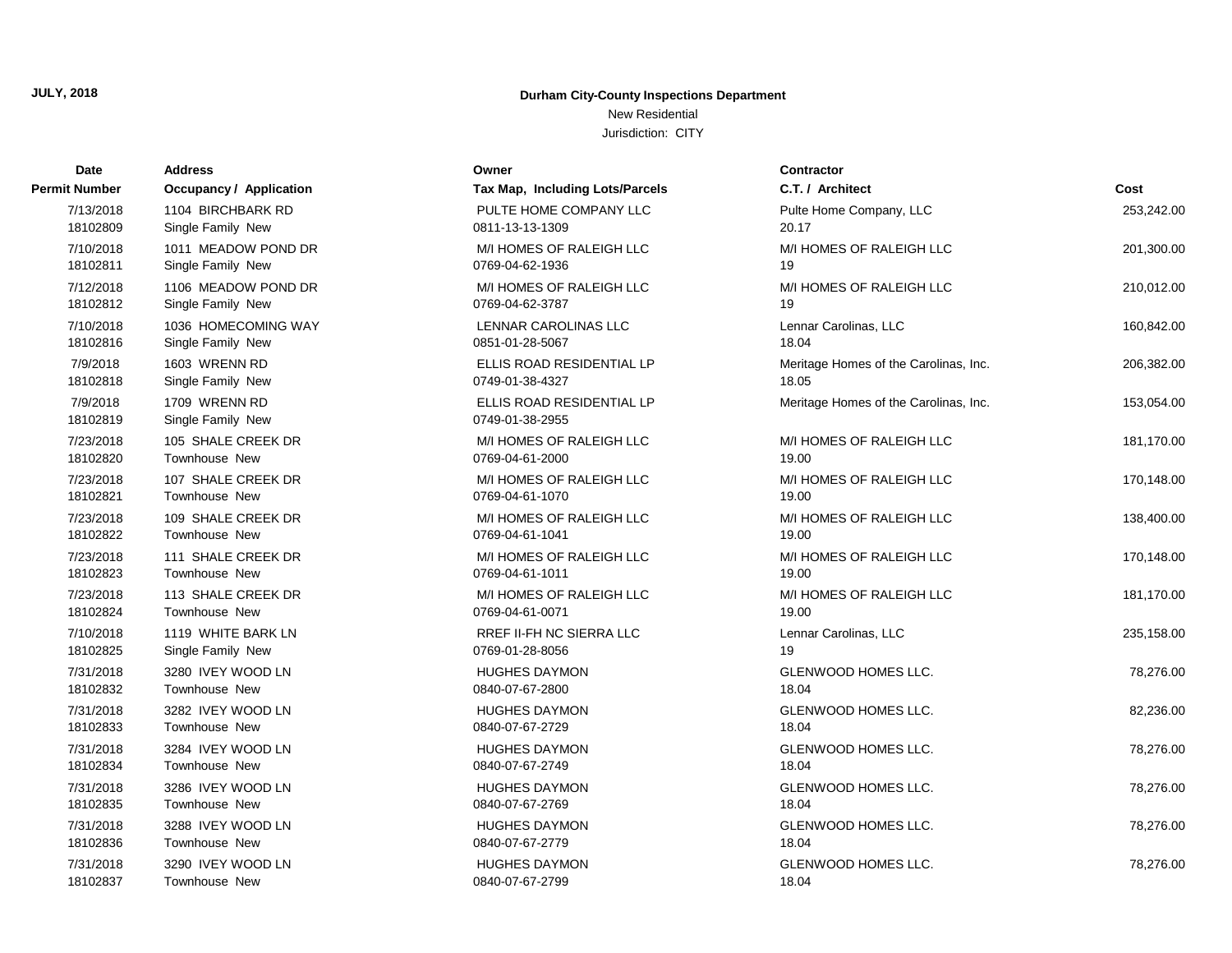JULY, 2018

**Durham City-County Inspections Department**

New Residential

Jurisdiction: CITY

| Date<br>Permit Number | Address<br>Occupancy / Application | Owner<br>Tax Map, Including Lots/Parcels | Contractor<br>C.T. / Architect | Cost |
|---|---|---|---|---|
| 7/13/2018<br>18102809 | 1104 BIRCHBARK RD<br>Single Family New | PULTE HOME COMPANY LLC<br>0811-13-13-1309 | Pulte Home Company, LLC<br>20.17 | 253,242.00 |
| 7/10/2018<br>18102811 | 1011 MEADOW POND DR<br>Single Family New | M/I HOMES OF RALEIGH LLC<br>0769-04-62-1936 | M/I HOMES OF RALEIGH LLC<br>19 | 201,300.00 |
| 7/12/2018<br>18102812 | 1106 MEADOW POND DR<br>Single Family New | M/I HOMES OF RALEIGH LLC<br>0769-04-62-3787 | M/I HOMES OF RALEIGH LLC<br>19 | 210,012.00 |
| 7/10/2018<br>18102816 | 1036 HOMECOMING WAY<br>Single Family New | LENNAR CAROLINAS LLC<br>0851-01-28-5067 | Lennar Carolinas, LLC<br>18.04 | 160,842.00 |
| 7/9/2018<br>18102818 | 1603 WRENN RD<br>Single Family New | ELLIS ROAD RESIDENTIAL LP<br>0749-01-38-4327 | Meritage Homes of the Carolinas, Inc.<br>18.05 | 206,382.00 |
| 7/9/2018<br>18102819 | 1709 WRENN RD<br>Single Family New | ELLIS ROAD RESIDENTIAL LP<br>0749-01-38-2955 | Meritage Homes of the Carolinas, Inc. | 153,054.00 |
| 7/23/2018<br>18102820 | 105 SHALE CREEK DR<br>Townhouse New | M/I HOMES OF RALEIGH LLC<br>0769-04-61-2000 | M/I HOMES OF RALEIGH LLC<br>19.00 | 181,170.00 |
| 7/23/2018<br>18102821 | 107 SHALE CREEK DR<br>Townhouse New | M/I HOMES OF RALEIGH LLC<br>0769-04-61-1070 | M/I HOMES OF RALEIGH LLC<br>19.00 | 170,148.00 |
| 7/23/2018<br>18102822 | 109 SHALE CREEK DR<br>Townhouse New | M/I HOMES OF RALEIGH LLC<br>0769-04-61-1041 | M/I HOMES OF RALEIGH LLC<br>19.00 | 138,400.00 |
| 7/23/2018<br>18102823 | 111 SHALE CREEK DR<br>Townhouse New | M/I HOMES OF RALEIGH LLC<br>0769-04-61-1011 | M/I HOMES OF RALEIGH LLC<br>19.00 | 170,148.00 |
| 7/23/2018<br>18102824 | 113 SHALE CREEK DR<br>Townhouse New | M/I HOMES OF RALEIGH LLC<br>0769-04-61-0071 | M/I HOMES OF RALEIGH LLC<br>19.00 | 181,170.00 |
| 7/10/2018<br>18102825 | 1119 WHITE BARK LN<br>Single Family New | RREF II-FH NC SIERRA LLC<br>0769-01-28-8056 | Lennar Carolinas, LLC<br>19 | 235,158.00 |
| 7/31/2018<br>18102832 | 3280 IVEY WOOD LN<br>Townhouse New | HUGHES DAYMON<br>0840-07-67-2800 | GLENWOOD HOMES LLC.<br>18.04 | 78,276.00 |
| 7/31/2018<br>18102833 | 3282 IVEY WOOD LN<br>Townhouse New | HUGHES DAYMON<br>0840-07-67-2729 | GLENWOOD HOMES LLC.<br>18.04 | 82,236.00 |
| 7/31/2018<br>18102834 | 3284 IVEY WOOD LN<br>Townhouse New | HUGHES DAYMON<br>0840-07-67-2749 | GLENWOOD HOMES LLC.<br>18.04 | 78,276.00 |
| 7/31/2018<br>18102835 | 3286 IVEY WOOD LN<br>Townhouse New | HUGHES DAYMON<br>0840-07-67-2769 | GLENWOOD HOMES LLC.<br>18.04 | 78,276.00 |
| 7/31/2018<br>18102836 | 3288 IVEY WOOD LN<br>Townhouse New | HUGHES DAYMON<br>0840-07-67-2779 | GLENWOOD HOMES LLC.<br>18.04 | 78,276.00 |
| 7/31/2018<br>18102837 | 3290 IVEY WOOD LN<br>Townhouse New | HUGHES DAYMON<br>0840-07-67-2799 | GLENWOOD HOMES LLC.<br>18.04 | 78,276.00 |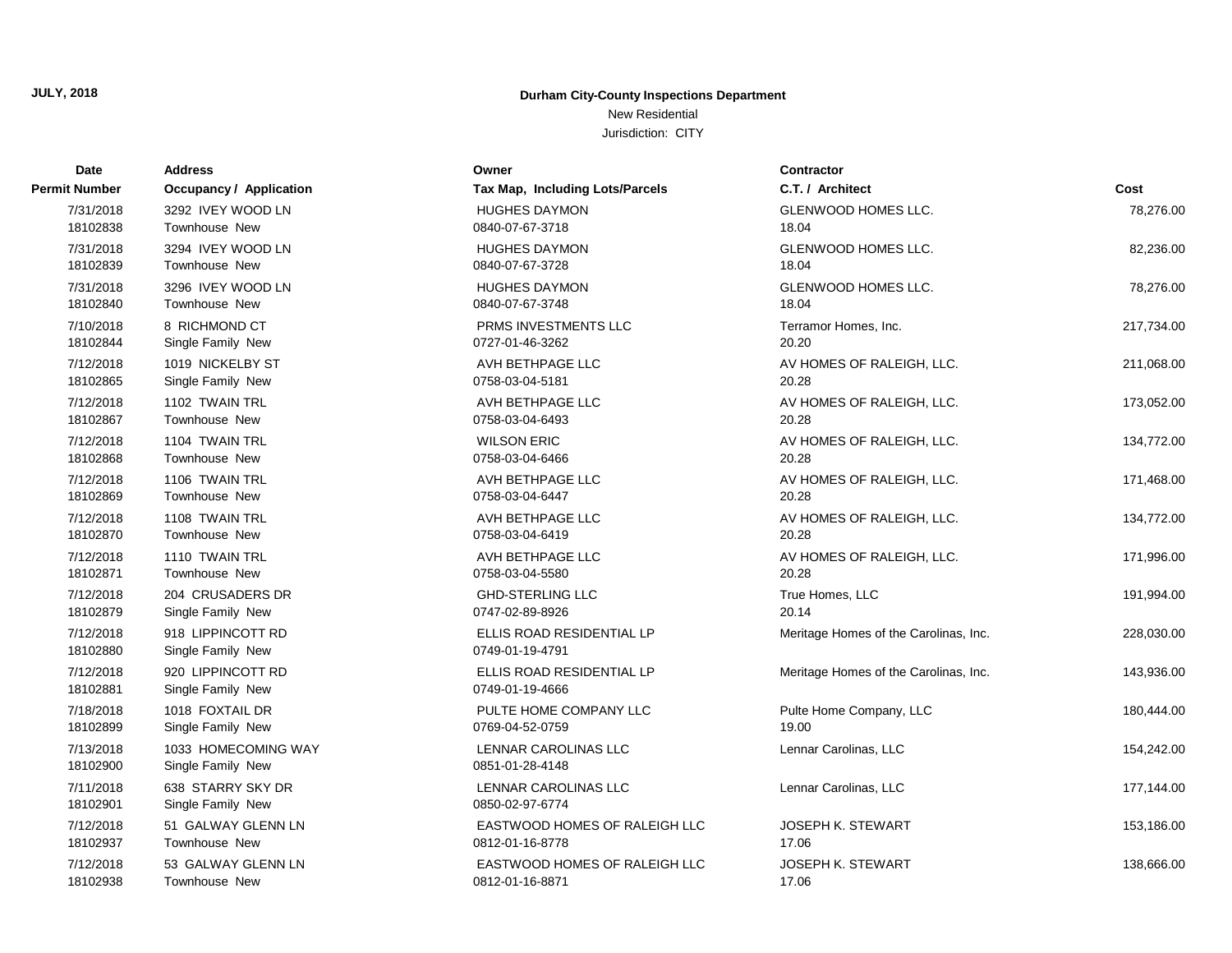**JULY, 2018**

## Durham City-County Inspections Department

New Residential

Jurisdiction: CITY

| Date<br>Permit Number | Address<br>Occupancy / Application | Owner<br>Tax Map, Including Lots/Parcels | Contractor<br>C.T. / Architect | Cost |
|---|---|---|---|---|
| 7/31/2018<br>18102838 | 3292 IVEY WOOD LN<br>Townhouse New | HUGHES DAYMON<br>0840-07-67-3718 | GLENWOOD HOMES LLC.<br>18.04 | 78,276.00 |
| 7/31/2018<br>18102839 | 3294 IVEY WOOD LN<br>Townhouse New | HUGHES DAYMON<br>0840-07-67-3728 | GLENWOOD HOMES LLC.<br>18.04 | 82,236.00 |
| 7/31/2018<br>18102840 | 3296 IVEY WOOD LN<br>Townhouse New | HUGHES DAYMON<br>0840-07-67-3748 | GLENWOOD HOMES LLC.<br>18.04 | 78,276.00 |
| 7/10/2018<br>18102844 | 8 RICHMOND CT<br>Single Family New | PRMS INVESTMENTS LLC<br>0727-01-46-3262 | Terramor Homes, Inc.<br>20.20 | 217,734.00 |
| 7/12/2018<br>18102865 | 1019 NICKELBY ST<br>Single Family New | AVH BETHPAGE LLC<br>0758-03-04-5181 | AV HOMES OF RALEIGH, LLC.<br>20.28 | 211,068.00 |
| 7/12/2018<br>18102867 | 1102 TWAIN TRL<br>Townhouse New | AVH BETHPAGE LLC<br>0758-03-04-6493 | AV HOMES OF RALEIGH, LLC.<br>20.28 | 173,052.00 |
| 7/12/2018<br>18102868 | 1104 TWAIN TRL<br>Townhouse New | WILSON ERIC<br>0758-03-04-6466 | AV HOMES OF RALEIGH, LLC.<br>20.28 | 134,772.00 |
| 7/12/2018<br>18102869 | 1106 TWAIN TRL<br>Townhouse New | AVH BETHPAGE LLC<br>0758-03-04-6447 | AV HOMES OF RALEIGH, LLC.<br>20.28 | 171,468.00 |
| 7/12/2018<br>18102870 | 1108 TWAIN TRL<br>Townhouse New | AVH BETHPAGE LLC<br>0758-03-04-6419 | AV HOMES OF RALEIGH, LLC.<br>20.28 | 134,772.00 |
| 7/12/2018<br>18102871 | 1110 TWAIN TRL<br>Townhouse New | AVH BETHPAGE LLC<br>0758-03-04-5580 | AV HOMES OF RALEIGH, LLC.<br>20.28 | 171,996.00 |
| 7/12/2018<br>18102879 | 204 CRUSADERS DR<br>Single Family New | GHD-STERLING LLC<br>0747-02-89-8926 | True Homes, LLC<br>20.14 | 191,994.00 |
| 7/12/2018<br>18102880 | 918 LIPPINCOTT RD<br>Single Family New | ELLIS ROAD RESIDENTIAL LP<br>0749-01-19-4791 | Meritage Homes of the Carolinas, Inc. | 228,030.00 |
| 7/12/2018<br>18102881 | 920 LIPPINCOTT RD<br>Single Family New | ELLIS ROAD RESIDENTIAL LP<br>0749-01-19-4666 | Meritage Homes of the Carolinas, Inc. | 143,936.00 |
| 7/18/2018<br>18102899 | 1018 FOXTAIL DR<br>Single Family New | PULTE HOME COMPANY LLC<br>0769-04-52-0759 | Pulte Home Company, LLC<br>19.00 | 180,444.00 |
| 7/13/2018<br>18102900 | 1033 HOMECOMING WAY<br>Single Family New | LENNAR CAROLINAS LLC<br>0851-01-28-4148 | Lennar Carolinas, LLC | 154,242.00 |
| 7/11/2018<br>18102901 | 638 STARRY SKY DR<br>Single Family New | LENNAR CAROLINAS LLC<br>0850-02-97-6774 | Lennar Carolinas, LLC | 177,144.00 |
| 7/12/2018<br>18102937 | 51 GALWAY GLENN LN<br>Townhouse New | EASTWOOD HOMES OF RALEIGH LLC<br>0812-01-16-8778 | JOSEPH K. STEWART<br>17.06 | 153,186.00 |
| 7/12/2018<br>18102938 | 53 GALWAY GLENN LN<br>Townhouse New | EASTWOOD HOMES OF RALEIGH LLC<br>0812-01-16-8871 | JOSEPH K. STEWART<br>17.06 | 138,666.00 |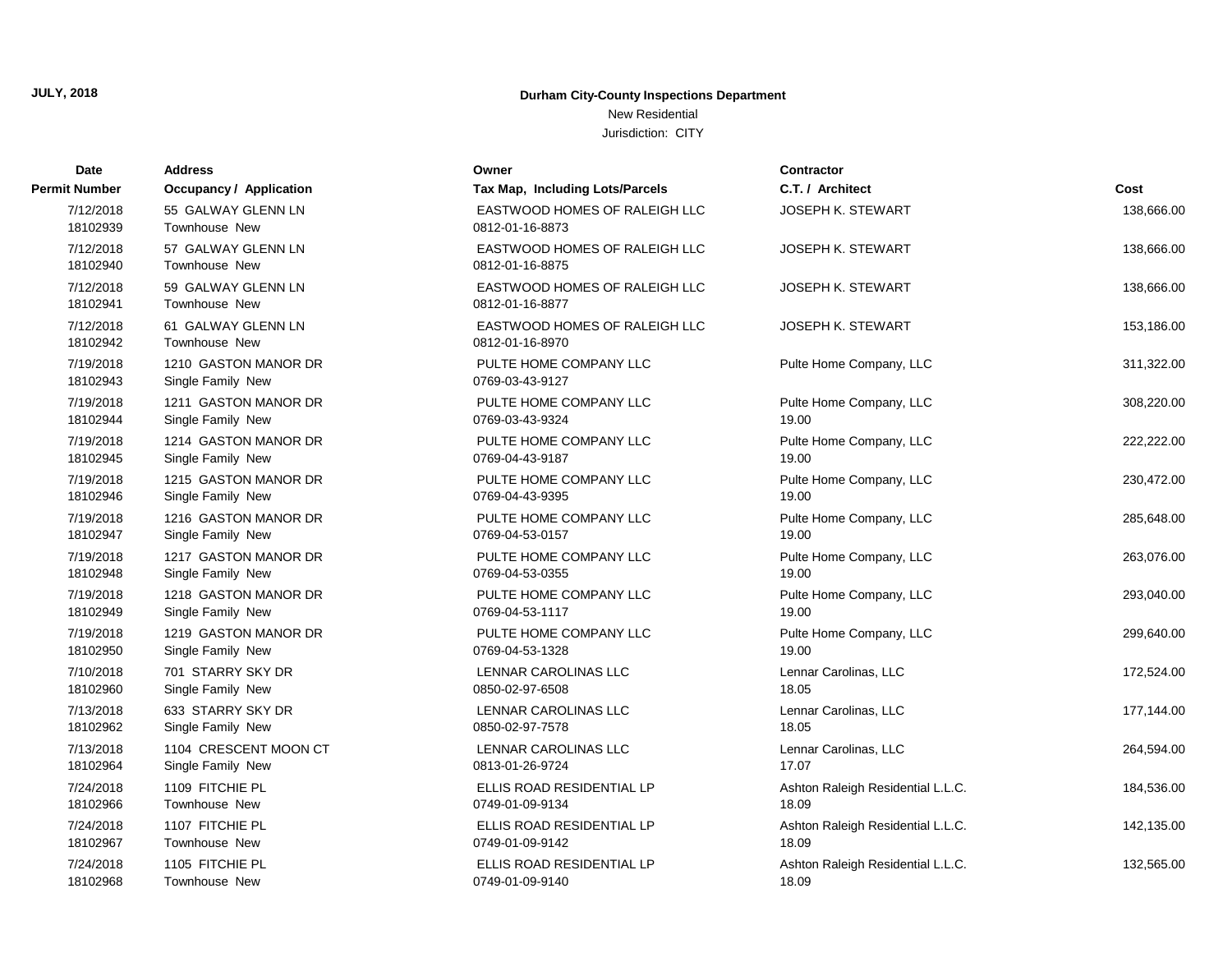**JULY, 2018**

**Durham City-County Inspections Department**

New Residential

Jurisdiction: CITY

| Date<br>Permit Number | Address<br>Occupancy / Application | Owner<br>Tax Map, Including Lots/Parcels | Contractor<br>C.T. / Architect | Cost |
|---|---|---|---|---|
| 7/12/2018<br>18102939 | 55 GALWAY GLENN LN<br>Townhouse New | EASTWOOD HOMES OF RALEIGH LLC<br>0812-01-16-8873 | JOSEPH K. STEWART | 138,666.00 |
| 7/12/2018<br>18102940 | 57 GALWAY GLENN LN<br>Townhouse New | EASTWOOD HOMES OF RALEIGH LLC<br>0812-01-16-8875 | JOSEPH K. STEWART | 138,666.00 |
| 7/12/2018<br>18102941 | 59 GALWAY GLENN LN<br>Townhouse New | EASTWOOD HOMES OF RALEIGH LLC<br>0812-01-16-8877 | JOSEPH K. STEWART | 138,666.00 |
| 7/12/2018<br>18102942 | 61 GALWAY GLENN LN<br>Townhouse New | EASTWOOD HOMES OF RALEIGH LLC<br>0812-01-16-8970 | JOSEPH K. STEWART | 153,186.00 |
| 7/19/2018<br>18102943 | 1210 GASTON MANOR DR<br>Single Family New | PULTE HOME COMPANY LLC<br>0769-03-43-9127 | Pulte Home Company, LLC | 311,322.00 |
| 7/19/2018<br>18102944 | 1211 GASTON MANOR DR<br>Single Family New | PULTE HOME COMPANY LLC<br>0769-03-43-9324 | Pulte Home Company, LLC<br>19.00 | 308,220.00 |
| 7/19/2018<br>18102945 | 1214 GASTON MANOR DR<br>Single Family New | PULTE HOME COMPANY LLC<br>0769-04-43-9187 | Pulte Home Company, LLC<br>19.00 | 222,222.00 |
| 7/19/2018<br>18102946 | 1215 GASTON MANOR DR<br>Single Family New | PULTE HOME COMPANY LLC<br>0769-04-43-9395 | Pulte Home Company, LLC<br>19.00 | 230,472.00 |
| 7/19/2018<br>18102947 | 1216 GASTON MANOR DR<br>Single Family New | PULTE HOME COMPANY LLC<br>0769-04-53-0157 | Pulte Home Company, LLC<br>19.00 | 285,648.00 |
| 7/19/2018<br>18102948 | 1217 GASTON MANOR DR<br>Single Family New | PULTE HOME COMPANY LLC<br>0769-04-53-0355 | Pulte Home Company, LLC<br>19.00 | 263,076.00 |
| 7/19/2018<br>18102949 | 1218 GASTON MANOR DR<br>Single Family New | PULTE HOME COMPANY LLC<br>0769-04-53-1117 | Pulte Home Company, LLC<br>19.00 | 293,040.00 |
| 7/19/2018<br>18102950 | 1219 GASTON MANOR DR<br>Single Family New | PULTE HOME COMPANY LLC<br>0769-04-53-1328 | Pulte Home Company, LLC<br>19.00 | 299,640.00 |
| 7/10/2018<br>18102960 | 701 STARRY SKY DR<br>Single Family New | LENNAR CAROLINAS LLC<br>0850-02-97-6508 | Lennar Carolinas, LLC<br>18.05 | 172,524.00 |
| 7/13/2018<br>18102962 | 633 STARRY SKY DR<br>Single Family New | LENNAR CAROLINAS LLC<br>0850-02-97-7578 | Lennar Carolinas, LLC<br>18.05 | 177,144.00 |
| 7/13/2018<br>18102964 | 1104 CRESCENT MOON CT<br>Single Family New | LENNAR CAROLINAS LLC<br>0813-01-26-9724 | Lennar Carolinas, LLC<br>17.07 | 264,594.00 |
| 7/24/2018<br>18102966 | 1109 FITCHIE PL<br>Townhouse New | ELLIS ROAD RESIDENTIAL LP<br>0749-01-09-9134 | Ashton Raleigh Residential L.L.C.<br>18.09 | 184,536.00 |
| 7/24/2018<br>18102967 | 1107 FITCHIE PL<br>Townhouse New | ELLIS ROAD RESIDENTIAL LP<br>0749-01-09-9142 | Ashton Raleigh Residential L.L.C.<br>18.09 | 142,135.00 |
| 7/24/2018<br>18102968 | 1105 FITCHIE PL<br>Townhouse New | ELLIS ROAD RESIDENTIAL LP<br>0749-01-09-9140 | Ashton Raleigh Residential L.L.C.<br>18.09 | 132,565.00 |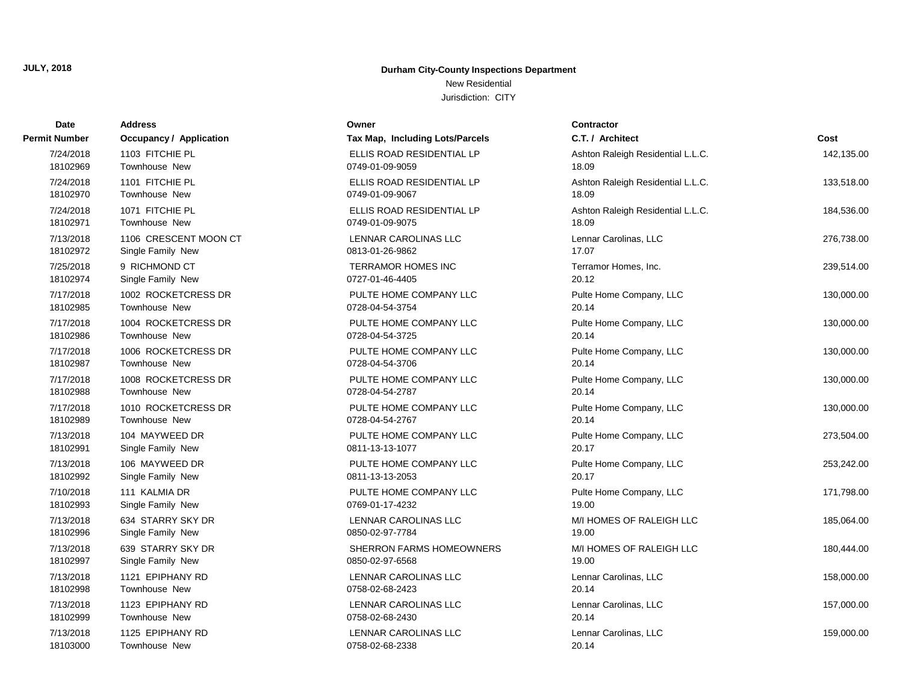JULY, 2018

**Durham City-County Inspections Department**

New Residential

Jurisdiction: CITY

| Date / Permit Number | Address / Occupancy / Application | Owner / Tax Map, Including Lots/Parcels | Contractor / C.T. / Architect | Cost |
|---|---|---|---|---|
| 7/24/2018<br>18102969 | 1103 FITCHIE PL<br>Townhouse New | ELLIS ROAD RESIDENTIAL LP<br>0749-01-09-9059 | Ashton Raleigh Residential L.L.C.<br>18.09 | 142,135.00 |
| 7/24/2018<br>18102970 | 1101 FITCHIE PL<br>Townhouse New | ELLIS ROAD RESIDENTIAL LP<br>0749-01-09-9067 | Ashton Raleigh Residential L.L.C.<br>18.09 | 133,518.00 |
| 7/24/2018<br>18102971 | 1071 FITCHIE PL<br>Townhouse New | ELLIS ROAD RESIDENTIAL LP<br>0749-01-09-9075 | Ashton Raleigh Residential L.L.C.<br>18.09 | 184,536.00 |
| 7/13/2018<br>18102972 | 1106 CRESCENT MOON CT<br>Single Family New | LENNAR CAROLINAS LLC<br>0813-01-26-9862 | Lennar Carolinas, LLC<br>17.07 | 276,738.00 |
| 7/25/2018<br>18102974 | 9 RICHMOND CT<br>Single Family New | TERRAMOR HOMES INC<br>0727-01-46-4405 | Terramor Homes, Inc.<br>20.12 | 239,514.00 |
| 7/17/2018<br>18102985 | 1002 ROCKETCRESS DR<br>Townhouse New | PULTE HOME COMPANY LLC<br>0728-04-54-3754 | Pulte Home Company, LLC<br>20.14 | 130,000.00 |
| 7/17/2018<br>18102986 | 1004 ROCKETCRESS DR<br>Townhouse New | PULTE HOME COMPANY LLC<br>0728-04-54-3725 | Pulte Home Company, LLC<br>20.14 | 130,000.00 |
| 7/17/2018<br>18102987 | 1006 ROCKETCRESS DR<br>Townhouse New | PULTE HOME COMPANY LLC<br>0728-04-54-3706 | Pulte Home Company, LLC<br>20.14 | 130,000.00 |
| 7/17/2018<br>18102988 | 1008 ROCKETCRESS DR<br>Townhouse New | PULTE HOME COMPANY LLC<br>0728-04-54-2787 | Pulte Home Company, LLC<br>20.14 | 130,000.00 |
| 7/17/2018<br>18102989 | 1010 ROCKETCRESS DR<br>Townhouse New | PULTE HOME COMPANY LLC<br>0728-04-54-2767 | Pulte Home Company, LLC<br>20.14 | 130,000.00 |
| 7/13/2018<br>18102991 | 104 MAYWEED DR<br>Single Family New | PULTE HOME COMPANY LLC<br>0811-13-13-1077 | Pulte Home Company, LLC<br>20.17 | 273,504.00 |
| 7/13/2018<br>18102992 | 106 MAYWEED DR<br>Single Family New | PULTE HOME COMPANY LLC<br>0811-13-13-2053 | Pulte Home Company, LLC<br>20.17 | 253,242.00 |
| 7/10/2018<br>18102993 | 111 KALMIA DR<br>Single Family New | PULTE HOME COMPANY LLC<br>0769-01-17-4232 | Pulte Home Company, LLC<br>19.00 | 171,798.00 |
| 7/13/2018<br>18102996 | 634 STARRY SKY DR<br>Single Family New | LENNAR CAROLINAS LLC<br>0850-02-97-7784 | M/I HOMES OF RALEIGH LLC<br>19.00 | 185,064.00 |
| 7/13/2018<br>18102997 | 639 STARRY SKY DR<br>Single Family New | SHERRON FARMS HOMEOWNERS<br>0850-02-97-6568 | M/I HOMES OF RALEIGH LLC<br>19.00 | 180,444.00 |
| 7/13/2018<br>18102998 | 1121 EPIPHANY RD<br>Townhouse New | LENNAR CAROLINAS LLC<br>0758-02-68-2423 | Lennar Carolinas, LLC<br>20.14 | 158,000.00 |
| 7/13/2018<br>18102999 | 1123 EPIPHANY RD<br>Townhouse New | LENNAR CAROLINAS LLC<br>0758-02-68-2430 | Lennar Carolinas, LLC<br>20.14 | 157,000.00 |
| 7/13/2018<br>18103000 | 1125 EPIPHANY RD<br>Townhouse New | LENNAR CAROLINAS LLC<br>0758-02-68-2338 | Lennar Carolinas, LLC<br>20.14 | 159,000.00 |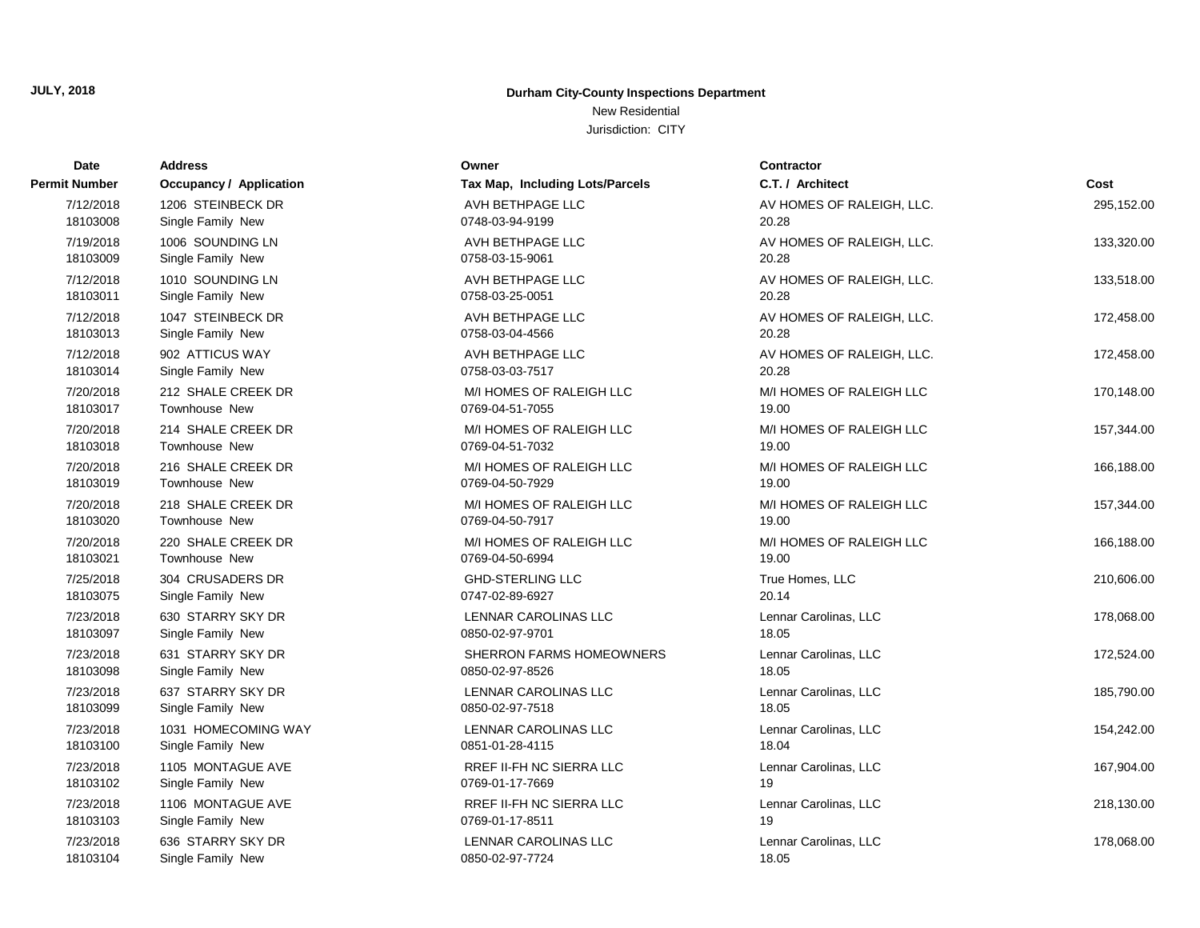JULY, 2018

**Durham City-County Inspections Department**

New Residential

Jurisdiction: CITY

| Date / Permit Number | Address / Occupancy / Application | Owner / Tax Map, Including Lots/Parcels | Contractor / C.T. / Architect | Cost |
|---|---|---|---|---|
| 7/12/2018<br>18103008 | 1206 STEINBECK DR<br>Single Family New | AVH BETHPAGE LLC<br>0748-03-94-9199 | AV HOMES OF RALEIGH, LLC.<br>20.28 | 295,152.00 |
| 7/19/2018<br>18103009 | 1006 SOUNDING LN<br>Single Family New | AVH BETHPAGE LLC<br>0758-03-15-9061 | AV HOMES OF RALEIGH, LLC.<br>20.28 | 133,320.00 |
| 7/12/2018<br>18103011 | 1010 SOUNDING LN<br>Single Family New | AVH BETHPAGE LLC<br>0758-03-25-0051 | AV HOMES OF RALEIGH, LLC.<br>20.28 | 133,518.00 |
| 7/12/2018<br>18103013 | 1047 STEINBECK DR<br>Single Family New | AVH BETHPAGE LLC<br>0758-03-04-4566 | AV HOMES OF RALEIGH, LLC.<br>20.28 | 172,458.00 |
| 7/12/2018<br>18103014 | 902 ATTICUS WAY<br>Single Family New | AVH BETHPAGE LLC<br>0758-03-03-7517 | AV HOMES OF RALEIGH, LLC.<br>20.28 | 172,458.00 |
| 7/20/2018<br>18103017 | 212 SHALE CREEK DR<br>Townhouse New | M/I HOMES OF RALEIGH LLC<br>0769-04-51-7055 | M/I HOMES OF RALEIGH LLC<br>19.00 | 170,148.00 |
| 7/20/2018<br>18103018 | 214 SHALE CREEK DR<br>Townhouse New | M/I HOMES OF RALEIGH LLC<br>0769-04-51-7032 | M/I HOMES OF RALEIGH LLC<br>19.00 | 157,344.00 |
| 7/20/2018<br>18103019 | 216 SHALE CREEK DR<br>Townhouse New | M/I HOMES OF RALEIGH LLC<br>0769-04-50-7929 | M/I HOMES OF RALEIGH LLC<br>19.00 | 166,188.00 |
| 7/20/2018<br>18103020 | 218 SHALE CREEK DR<br>Townhouse New | M/I HOMES OF RALEIGH LLC<br>0769-04-50-7917 | M/I HOMES OF RALEIGH LLC<br>19.00 | 157,344.00 |
| 7/20/2018<br>18103021 | 220 SHALE CREEK DR<br>Townhouse New | M/I HOMES OF RALEIGH LLC<br>0769-04-50-6994 | M/I HOMES OF RALEIGH LLC<br>19.00 | 166,188.00 |
| 7/25/2018<br>18103075 | 304 CRUSADERS DR<br>Single Family New | GHD-STERLING LLC<br>0747-02-89-6927 | True Homes, LLC<br>20.14 | 210,606.00 |
| 7/23/2018<br>18103097 | 630 STARRY SKY DR<br>Single Family New | LENNAR CAROLINAS LLC<br>0850-02-97-9701 | Lennar Carolinas, LLC<br>18.05 | 178,068.00 |
| 7/23/2018<br>18103098 | 631 STARRY SKY DR<br>Single Family New | SHERRON FARMS HOMEOWNERS<br>0850-02-97-8526 | Lennar Carolinas, LLC<br>18.05 | 172,524.00 |
| 7/23/2018<br>18103099 | 637 STARRY SKY DR<br>Single Family New | LENNAR CAROLINAS LLC<br>0850-02-97-7518 | Lennar Carolinas, LLC<br>18.05 | 185,790.00 |
| 7/23/2018<br>18103100 | 1031 HOMECOMING WAY<br>Single Family New | LENNAR CAROLINAS LLC<br>0851-01-28-4115 | Lennar Carolinas, LLC<br>18.04 | 154,242.00 |
| 7/23/2018<br>18103102 | 1105 MONTAGUE AVE<br>Single Family New | RREF II-FH NC SIERRA LLC<br>0769-01-17-7669 | Lennar Carolinas, LLC<br>19 | 167,904.00 |
| 7/23/2018<br>18103103 | 1106 MONTAGUE AVE<br>Single Family New | RREF II-FH NC SIERRA LLC<br>0769-01-17-8511 | Lennar Carolinas, LLC<br>19 | 218,130.00 |
| 7/23/2018<br>18103104 | 636 STARRY SKY DR<br>Single Family New | LENNAR CAROLINAS LLC<br>0850-02-97-7724 | Lennar Carolinas, LLC<br>18.05 | 178,068.00 |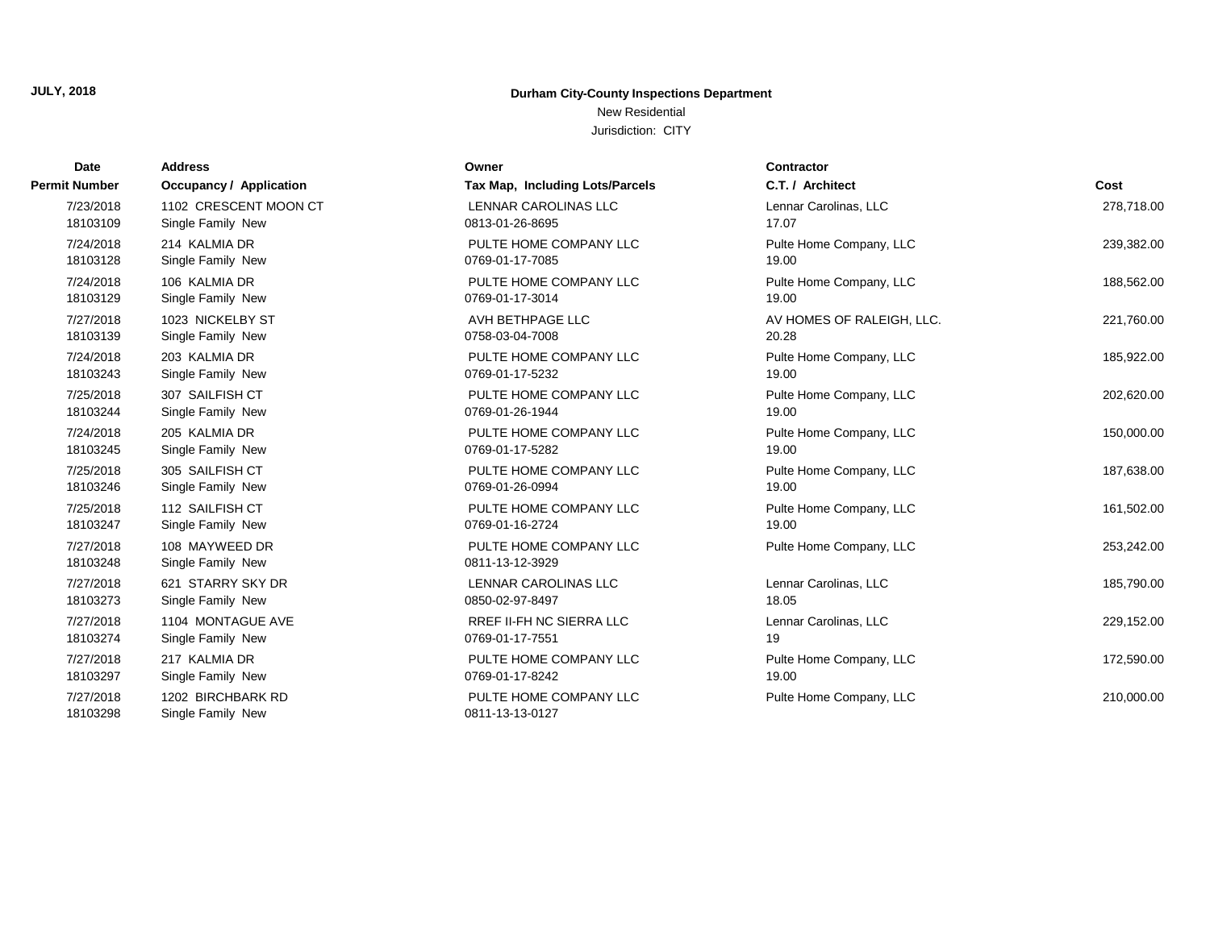JULY, 2018

**Durham City-County Inspections Department**

New Residential

Jurisdiction: CITY

| Date / Permit Number | Address / Occupancy / Application | Owner / Tax Map, Including Lots/Parcels | Contractor / C.T. / Architect | Cost |
|---|---|---|---|---|
| 7/23/2018<br>18103109 | 1102 CRESCENT MOON CT<br>Single Family New | LENNAR CAROLINAS LLC<br>0813-01-26-8695 | Lennar Carolinas, LLC<br>17.07 | 278,718.00 |
| 7/24/2018<br>18103128 | 214 KALMIA DR<br>Single Family New | PULTE HOME COMPANY LLC<br>0769-01-17-7085 | Pulte Home Company, LLC<br>19.00 | 239,382.00 |
| 7/24/2018<br>18103129 | 106 KALMIA DR<br>Single Family New | PULTE HOME COMPANY LLC<br>0769-01-17-3014 | Pulte Home Company, LLC<br>19.00 | 188,562.00 |
| 7/27/2018<br>18103139 | 1023 NICKELBY ST<br>Single Family New | AVH BETHPAGE LLC<br>0758-03-04-7008 | AV HOMES OF RALEIGH, LLC.<br>20.28 | 221,760.00 |
| 7/24/2018<br>18103243 | 203 KALMIA DR<br>Single Family New | PULTE HOME COMPANY LLC<br>0769-01-17-5232 | Pulte Home Company, LLC<br>19.00 | 185,922.00 |
| 7/25/2018<br>18103244 | 307 SAILFISH CT<br>Single Family New | PULTE HOME COMPANY LLC<br>0769-01-26-1944 | Pulte Home Company, LLC<br>19.00 | 202,620.00 |
| 7/24/2018<br>18103245 | 205 KALMIA DR<br>Single Family New | PULTE HOME COMPANY LLC<br>0769-01-17-5282 | Pulte Home Company, LLC<br>19.00 | 150,000.00 |
| 7/25/2018<br>18103246 | 305 SAILFISH CT<br>Single Family New | PULTE HOME COMPANY LLC<br>0769-01-26-0994 | Pulte Home Company, LLC<br>19.00 | 187,638.00 |
| 7/25/2018<br>18103247 | 112 SAILFISH CT<br>Single Family New | PULTE HOME COMPANY LLC<br>0769-01-16-2724 | Pulte Home Company, LLC<br>19.00 | 161,502.00 |
| 7/27/2018<br>18103248 | 108 MAYWEED DR<br>Single Family New | PULTE HOME COMPANY LLC<br>0811-13-12-3929 | Pulte Home Company, LLC | 253,242.00 |
| 7/27/2018<br>18103273 | 621 STARRY SKY DR<br>Single Family New | LENNAR CAROLINAS LLC<br>0850-02-97-8497 | Lennar Carolinas, LLC<br>18.05 | 185,790.00 |
| 7/27/2018<br>18103274 | 1104 MONTAGUE AVE<br>Single Family New | RREF II-FH NC SIERRA LLC<br>0769-01-17-7551 | Lennar Carolinas, LLC<br>19 | 229,152.00 |
| 7/27/2018<br>18103297 | 217 KALMIA DR<br>Single Family New | PULTE HOME COMPANY LLC<br>0769-01-17-8242 | Pulte Home Company, LLC<br>19.00 | 172,590.00 |
| 7/27/2018<br>18103298 | 1202 BIRCHBARK RD<br>Single Family New | PULTE HOME COMPANY LLC<br>0811-13-13-0127 | Pulte Home Company, LLC | 210,000.00 |